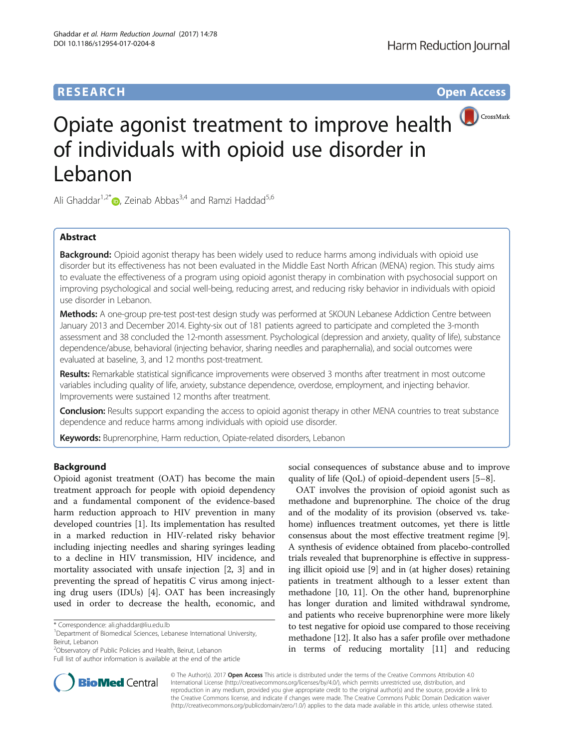**RESEARCH** **Open Access**

# Opiate agonist treatment to improve health of individuals with opioid use disorder in Lebanon

Ali Ghaddar[1,2*], Zeinab Abbas[3,4] and Ramzi Haddad[5,6]

## Abstract

**Background:** Opioid agonist therapy has been widely used to reduce harms among individuals with opioid use disorder but its effectiveness has not been evaluated in the Middle East North African (MENA) region. This study aims to evaluate the effectiveness of a program using opioid agonist therapy in combination with psychosocial support on improving psychological and social well-being, reducing arrest, and reducing risky behavior in individuals with opioid use disorder in Lebanon.

**Methods:** A one-group pre-test post-test design study was performed at SKOUN Lebanese Addiction Centre between January 2013 and December 2014. Eighty-six out of 181 patients agreed to participate and completed the 3-month assessment and 38 concluded the 12-month assessment. Psychological (depression and anxiety, quality of life), substance dependence/abuse, behavioral (injecting behavior, sharing needles and paraphernalia), and social outcomes were evaluated at baseline, 3, and 12 months post-treatment.

**Results:** Remarkable statistical significance improvements were observed 3 months after treatment in most outcome variables including quality of life, anxiety, substance dependence, overdose, employment, and injecting behavior. Improvements were sustained 12 months after treatment.

**Conclusion:** Results support expanding the access to opioid agonist therapy in other MENA countries to treat substance dependence and reduce harms among individuals with opioid use disorder.

**Keywords:** Buprenorphine, Harm reduction, Opiate-related disorders, Lebanon

## Background

Opioid agonist treatment (OAT) has become the main treatment approach for people with opioid dependency and a fundamental component of the evidence-based harm reduction approach to HIV prevention in many developed countries [1]. Its implementation has resulted in a marked reduction in HIV-related risky behavior including injecting needles and sharing syringes leading to a decline in HIV transmission, HIV incidence, and mortality associated with unsafe injection [2, 3] and in preventing the spread of hepatitis C virus among injecting drug users (IDUs) [4]. OAT has been increasingly used in order to decrease the health, economic, and social consequences of substance abuse and to improve quality of life (QoL) of opioid-dependent users [5–8].

OAT involves the provision of opioid agonist such as methadone and buprenorphine. The choice of the drug and of the modality of its provision (observed vs. take-home) influences treatment outcomes, yet there is little consensus about the most effective treatment regime [9]. A synthesis of evidence obtained from placebo-controlled trials revealed that buprenorphine is effective in suppressing illicit opioid use [9] and in (at higher doses) retaining patients in treatment although to a lesser extent than methadone [10, 11]. On the other hand, buprenorphine has longer duration and limited withdrawal syndrome, and patients who receive buprenorphine were more likely to test negative for opioid use compared to those receiving methadone [12]. It also has a safer profile over methadone in terms of reducing mortality [11] and reducing

\* Correspondence: ali.ghaddar@liu.edu.lb
[1]Department of Biomedical Sciences, Lebanese International University, Beirut, Lebanon
[2]Observatory of Public Policies and Health, Beirut, Lebanon
Full list of author information is available at the end of the article

© The Author(s). 2017 **Open Access** This article is distributed under the terms of the Creative Commons Attribution 4.0 International License (http://creativecommons.org/licenses/by/4.0/), which permits unrestricted use, distribution, and reproduction in any medium, provided you give appropriate credit to the original author(s) and the source, provide a link to the Creative Commons license, and indicate if changes were made. The Creative Commons Public Domain Dedication waiver (http://creativecommons.org/publicdomain/zero/1.0/) applies to the data made available in this article, unless otherwise stated.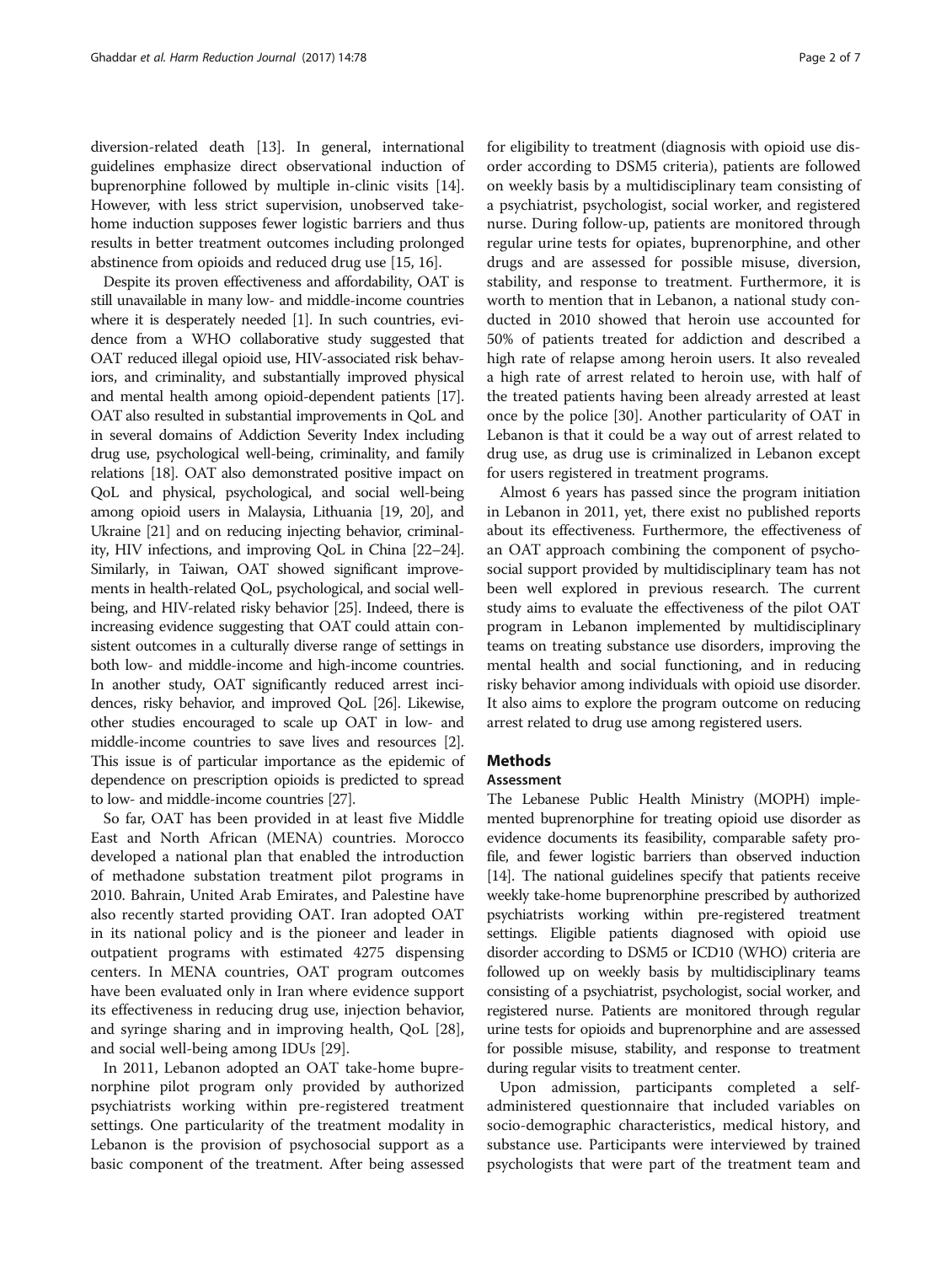diversion-related death [13]. In general, international guidelines emphasize direct observational induction of buprenorphine followed by multiple in-clinic visits [14]. However, with less strict supervision, unobserved take-home induction supposes fewer logistic barriers and thus results in better treatment outcomes including prolonged abstinence from opioids and reduced drug use [15, 16].

Despite its proven effectiveness and affordability, OAT is still unavailable in many low- and middle-income countries where it is desperately needed [1]. In such countries, evidence from a WHO collaborative study suggested that OAT reduced illegal opioid use, HIV-associated risk behaviors, and criminality, and substantially improved physical and mental health among opioid-dependent patients [17]. OAT also resulted in substantial improvements in QoL and in several domains of Addiction Severity Index including drug use, psychological well-being, criminality, and family relations [18]. OAT also demonstrated positive impact on QoL and physical, psychological, and social well-being among opioid users in Malaysia, Lithuania [19, 20], and Ukraine [21] and on reducing injecting behavior, criminality, HIV infections, and improving QoL in China [22–24]. Similarly, in Taiwan, OAT showed significant improvements in health-related QoL, psychological, and social well-being, and HIV-related risky behavior [25]. Indeed, there is increasing evidence suggesting that OAT could attain consistent outcomes in a culturally diverse range of settings in both low- and middle-income and high-income countries. In another study, OAT significantly reduced arrest incidences, risky behavior, and improved QoL [26]. Likewise, other studies encouraged to scale up OAT in low- and middle-income countries to save lives and resources [2]. This issue is of particular importance as the epidemic of dependence on prescription opioids is predicted to spread to low- and middle-income countries [27].

So far, OAT has been provided in at least five Middle East and North African (MENA) countries. Morocco developed a national plan that enabled the introduction of methadone substation treatment pilot programs in 2010. Bahrain, United Arab Emirates, and Palestine have also recently started providing OAT. Iran adopted OAT in its national policy and is the pioneer and leader in outpatient programs with estimated 4275 dispensing centers. In MENA countries, OAT program outcomes have been evaluated only in Iran where evidence support its effectiveness in reducing drug use, injection behavior, and syringe sharing and in improving health, QoL [28], and social well-being among IDUs [29].

In 2011, Lebanon adopted an OAT take-home buprenorphine pilot program only provided by authorized psychiatrists working within pre-registered treatment settings. One particularity of the treatment modality in Lebanon is the provision of psychosocial support as a basic component of the treatment. After being assessed for eligibility to treatment (diagnosis with opioid use disorder according to DSM5 criteria), patients are followed on weekly basis by a multidisciplinary team consisting of a psychiatrist, psychologist, social worker, and registered nurse. During follow-up, patients are monitored through regular urine tests for opiates, buprenorphine, and other drugs and are assessed for possible misuse, diversion, stability, and response to treatment. Furthermore, it is worth to mention that in Lebanon, a national study conducted in 2010 showed that heroin use accounted for 50% of patients treated for addiction and described a high rate of relapse among heroin users. It also revealed a high rate of arrest related to heroin use, with half of the treated patients having been already arrested at least once by the police [30]. Another particularity of OAT in Lebanon is that it could be a way out of arrest related to drug use, as drug use is criminalized in Lebanon except for users registered in treatment programs.

Almost 6 years has passed since the program initiation in Lebanon in 2011, yet, there exist no published reports about its effectiveness. Furthermore, the effectiveness of an OAT approach combining the component of psychosocial support provided by multidisciplinary team has not been well explored in previous research. The current study aims to evaluate the effectiveness of the pilot OAT program in Lebanon implemented by multidisciplinary teams on treating substance use disorders, improving the mental health and social functioning, and in reducing risky behavior among individuals with opioid use disorder. It also aims to explore the program outcome on reducing arrest related to drug use among registered users.

## Methods

### Assessment

The Lebanese Public Health Ministry (MOPH) implemented buprenorphine for treating opioid use disorder as evidence documents its feasibility, comparable safety profile, and fewer logistic barriers than observed induction [14]. The national guidelines specify that patients receive weekly take-home buprenorphine prescribed by authorized psychiatrists working within pre-registered treatment settings. Eligible patients diagnosed with opioid use disorder according to DSM5 or ICD10 (WHO) criteria are followed up on weekly basis by multidisciplinary teams consisting of a psychiatrist, psychologist, social worker, and registered nurse. Patients are monitored through regular urine tests for opioids and buprenorphine and are assessed for possible misuse, stability, and response to treatment during regular visits to treatment center.

Upon admission, participants completed a self-administered questionnaire that included variables on socio-demographic characteristics, medical history, and substance use. Participants were interviewed by trained psychologists that were part of the treatment team and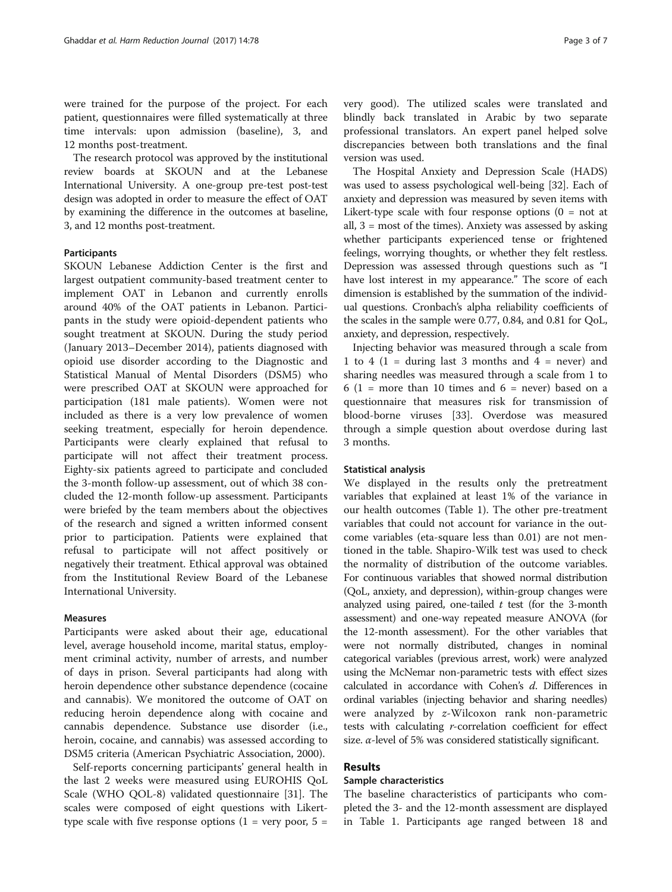were trained for the purpose of the project. For each patient, questionnaires were filled systematically at three time intervals: upon admission (baseline), 3, and 12 months post-treatment.

The research protocol was approved by the institutional review boards at SKOUN and at the Lebanese International University. A one-group pre-test post-test design was adopted in order to measure the effect of OAT by examining the difference in the outcomes at baseline, 3, and 12 months post-treatment.

#### Participants

SKOUN Lebanese Addiction Center is the first and largest outpatient community-based treatment center to implement OAT in Lebanon and currently enrolls around 40% of the OAT patients in Lebanon. Participants in the study were opioid-dependent patients who sought treatment at SKOUN. During the study period (January 2013–December 2014), patients diagnosed with opioid use disorder according to the Diagnostic and Statistical Manual of Mental Disorders (DSM5) who were prescribed OAT at SKOUN were approached for participation (181 male patients). Women were not included as there is a very low prevalence of women seeking treatment, especially for heroin dependence. Participants were clearly explained that refusal to participate will not affect their treatment process. Eighty-six patients agreed to participate and concluded the 3-month follow-up assessment, out of which 38 concluded the 12-month follow-up assessment. Participants were briefed by the team members about the objectives of the research and signed a written informed consent prior to participation. Patients were explained that refusal to participate will not affect positively or negatively their treatment. Ethical approval was obtained from the Institutional Review Board of the Lebanese International University.

#### Measures

Participants were asked about their age, educational level, average household income, marital status, employment criminal activity, number of arrests, and number of days in prison. Several participants had along with heroin dependence other substance dependence (cocaine and cannabis). We monitored the outcome of OAT on reducing heroin dependence along with cocaine and cannabis dependence. Substance use disorder (i.e., heroin, cocaine, and cannabis) was assessed according to DSM5 criteria (American Psychiatric Association, 2000).

Self-reports concerning participants' general health in the last 2 weeks were measured using EUROHIS QoL Scale (WHO QOL-8) validated questionnaire [31]. The scales were composed of eight questions with Likert-type scale with five response options (1 = very poor, 5 = very good). The utilized scales were translated and blindly back translated in Arabic by two separate professional translators. An expert panel helped solve discrepancies between both translations and the final version was used.

The Hospital Anxiety and Depression Scale (HADS) was used to assess psychological well-being [32]. Each of anxiety and depression was measured by seven items with Likert-type scale with four response options (0 = not at all, 3 = most of the times). Anxiety was assessed by asking whether participants experienced tense or frightened feelings, worrying thoughts, or whether they felt restless. Depression was assessed through questions such as "I have lost interest in my appearance." The score of each dimension is established by the summation of the individual questions. Cronbach's alpha reliability coefficients of the scales in the sample were 0.77, 0.84, and 0.81 for QoL, anxiety, and depression, respectively.

Injecting behavior was measured through a scale from 1 to 4 (1 = during last 3 months and 4 = never) and sharing needles was measured through a scale from 1 to 6 (1 = more than 10 times and 6 = never) based on a questionnaire that measures risk for transmission of blood-borne viruses [33]. Overdose was measured through a simple question about overdose during last 3 months.

#### Statistical analysis

We displayed in the results only the pretreatment variables that explained at least 1% of the variance in our health outcomes (Table 1). The other pre-treatment variables that could not account for variance in the outcome variables (eta-square less than 0.01) are not mentioned in the table. Shapiro-Wilk test was used to check the normality of distribution of the outcome variables. For continuous variables that showed normal distribution (QoL, anxiety, and depression), within-group changes were analyzed using paired, one-tailed $t$ test (for the 3-month assessment) and one-way repeated measure ANOVA (for the 12-month assessment). For the other variables that were not normally distributed, changes in nominal categorical variables (previous arrest, work) were analyzed using the McNemar non-parametric tests with effect sizes calculated in accordance with Cohen's $d$. Differences in ordinal variables (injecting behavior and sharing needles) were analyzed by $z$-Wilcoxon rank non-parametric tests with calculating $r$-correlation coefficient for effect size. $\alpha$-level of 5% was considered statistically significant.

## Results

### Sample characteristics

The baseline characteristics of participants who completed the 3- and the 12-month assessment are displayed in Table 1. Participants age ranged between 18 and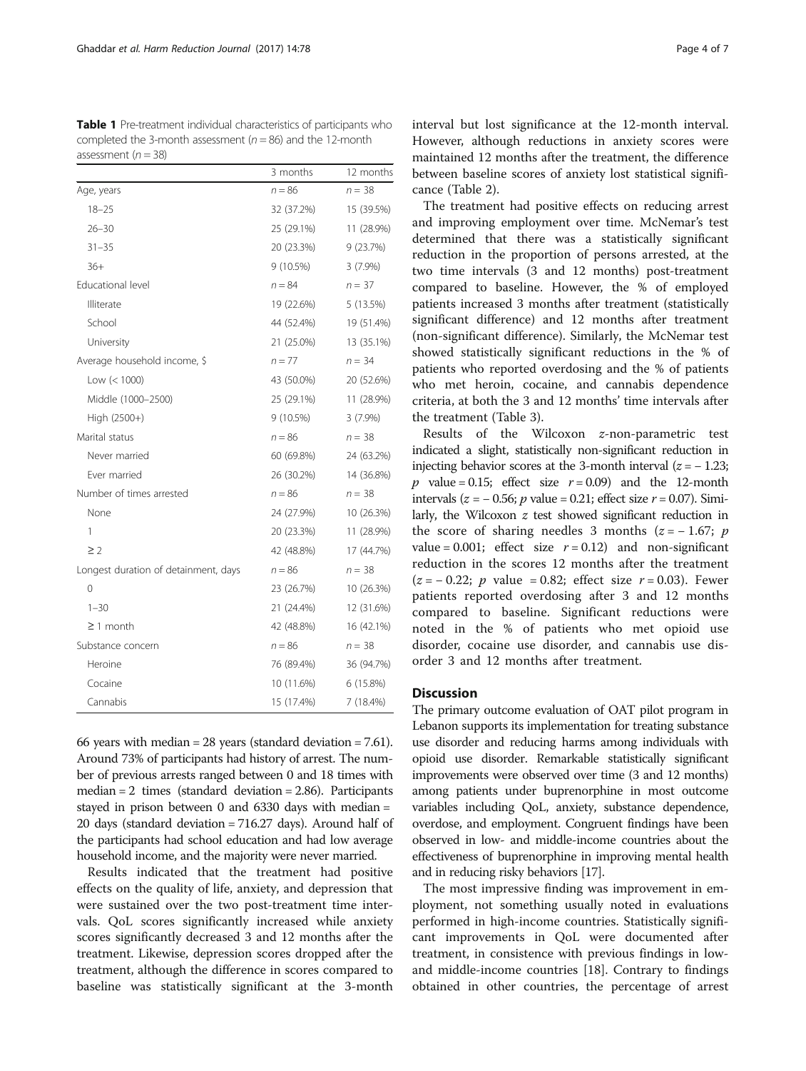**Table 1** Pre-treatment individual characteristics of participants who completed the 3-month assessment ($n = 86$) and the 12-month assessment ($n = 38$)

| | 3 months | 12 months |
|---|---|---|
| Age, years | $n = 86$ | $n = 38$ |
| 18–25 | 32 (37.2%) | 15 (39.5%) |
| 26–30 | 25 (29.1%) | 11 (28.9%) |
| 31–35 | 20 (23.3%) | 9 (23.7%) |
| 36+ | 9 (10.5%) | 3 (7.9%) |
| Educational level | $n = 84$ | $n = 37$ |
| Illiterate | 19 (22.6%) | 5 (13.5%) |
| School | 44 (52.4%) | 19 (51.4%) |
| University | 21 (25.0%) | 13 (35.1%) |
| Average household income, $ | $n = 77$ | $n = 34$ |
| Low (< 1000) | 43 (50.0%) | 20 (52.6%) |
| Middle (1000–2500) | 25 (29.1%) | 11 (28.9%) |
| High (2500+) | 9 (10.5%) | 3 (7.9%) |
| Marital status | $n = 86$ | $n = 38$ |
| Never married | 60 (69.8%) | 24 (63.2%) |
| Ever married | 26 (30.2%) | 14 (36.8%) |
| Number of times arrested | $n = 86$ | $n = 38$ |
| None | 24 (27.9%) | 10 (26.3%) |
| 1 | 20 (23.3%) | 11 (28.9%) |
| ≥ 2 | 42 (48.8%) | 17 (44.7%) |
| Longest duration of detainment, days | $n = 86$ | $n = 38$ |
| 0 | 23 (26.7%) | 10 (26.3%) |
| 1–30 | 21 (24.4%) | 12 (31.6%) |
| ≥ 1 month | 42 (48.8%) | 16 (42.1%) |
| Substance concern | $n = 86$ | $n = 38$ |
| Heroine | 76 (89.4%) | 36 (94.7%) |
| Cocaine | 10 (11.6%) | 6 (15.8%) |
| Cannabis | 15 (17.4%) | 7 (18.4%) |

66 years with median = 28 years (standard deviation = 7.61). Around 73% of participants had history of arrest. The number of previous arrests ranged between 0 and 18 times with median = 2 times (standard deviation = 2.86). Participants stayed in prison between 0 and 6330 days with median = 20 days (standard deviation = 716.27 days). Around half of the participants had school education and had low average household income, and the majority were never married.

Results indicated that the treatment had positive effects on the quality of life, anxiety, and depression that were sustained over the two post-treatment time intervals. QoL scores significantly increased while anxiety scores significantly decreased 3 and 12 months after the treatment. Likewise, depression scores dropped after the treatment, although the difference in scores compared to baseline was statistically significant at the 3-month interval but lost significance at the 12-month interval. However, although reductions in anxiety scores were maintained 12 months after the treatment, the difference between baseline scores of anxiety lost statistical significance (Table 2).

The treatment had positive effects on reducing arrest and improving employment over time. McNemar's test determined that there was a statistically significant reduction in the proportion of persons arrested, at the two time intervals (3 and 12 months) post-treatment compared to baseline. However, the % of employed patients increased 3 months after treatment (statistically significant difference) and 12 months after treatment (non-significant difference). Similarly, the McNemar test showed statistically significant reductions in the % of patients who reported overdosing and the % of patients who met heroin, cocaine, and cannabis dependence criteria, at both the 3 and 12 months' time intervals after the treatment (Table 3).

Results of the Wilcoxon *z*-non-parametric test indicated a slight, statistically non-significant reduction in injecting behavior scores at the 3-month interval ($z = -1.23$; $p$ value = 0.15; effect size $r = 0.09$) and the 12-month intervals ($z = -0.56$; $p$ value = 0.21; effect size $r = 0.07$). Similarly, the Wilcoxon $z$ test showed significant reduction in the score of sharing needles 3 months ($z = -1.67$; $p$ value = 0.001; effect size $r = 0.12$) and non-significant reduction in the scores 12 months after the treatment ($z = -0.22$; $p$ value = 0.82; effect size $r = 0.03$). Fewer patients reported overdosing after 3 and 12 months compared to baseline. Significant reductions were noted in the % of patients who met opioid use disorder, cocaine use disorder, and cannabis use disorder 3 and 12 months after treatment.

## Discussion

The primary outcome evaluation of OAT pilot program in Lebanon supports its implementation for treating substance use disorder and reducing harms among individuals with opioid use disorder. Remarkable statistically significant improvements were observed over time (3 and 12 months) among patients under buprenorphine in most outcome variables including QoL, anxiety, substance dependence, overdose, and employment. Congruent findings have been observed in low- and middle-income countries about the effectiveness of buprenorphine in improving mental health and in reducing risky behaviors [17].

The most impressive finding was improvement in employment, not something usually noted in evaluations performed in high-income countries. Statistically significant improvements in QoL were documented after treatment, in consistence with previous findings in low- and middle-income countries [18]. Contrary to findings obtained in other countries, the percentage of arrest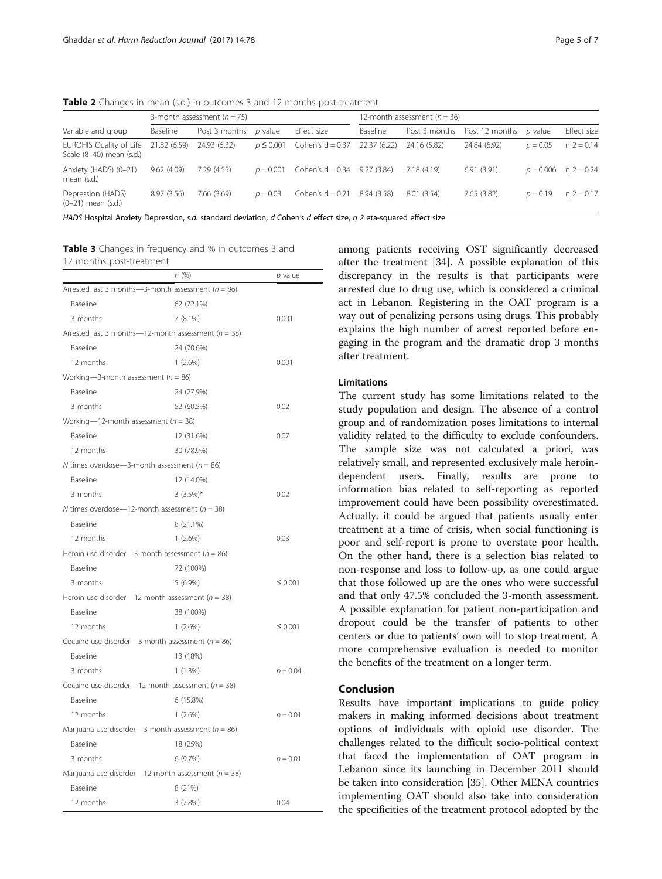**Table 2** Changes in mean (s.d.) in outcomes 3 and 12 months post-treatment

| Variable and group | 3-month assessment ($n = 75$) | | | | 12-month assessment ($n = 36$) | | | | |
|---|---|---|---|---|---|---|---|---|---|
| | Baseline | Post 3 months | *p* value | Effect size | Baseline | Post 3 months | Post 12 months | *p* value | Effect size |
| EUROHIS Quality of Life Scale (8–40) mean (s.d.) | 21.82 (6.59) | 24.93 (6.32) | $p \leq 0.001$ | Cohen's d = 0.37 | 22.37 (6.22) | 24.16 (5.82) | 24.84 (6.92) | $p = 0.05$ | $\eta^2 = 0.14$ |
| Anxiety (HADS) (0–21) mean (s.d.) | 9.62 (4.09) | 7.29 (4.55) | $p = 0.001$ | Cohen's d = 0.34 | 9.27 (3.84) | 7.18 (4.19) | 6.91 (3.91) | $p = 0.006$ | $\eta^2 = 0.24$ |
| Depression (HADS) (0–21) mean (s.d.) | 8.97 (3.56) | 7.66 (3.69) | $p = 0.03$ | Cohen's d = 0.21 | 8.94 (3.58) | 8.01 (3.54) | 7.65 (3.82) | $p = 0.19$ | $\eta^2 = 0.17$ |

*HADS* Hospital Anxiety Depression, *s.d.* standard deviation, *d* Cohen's *d* effect size, *η 2* eta-squared effect size

**Table 3** Changes in frequency and % in outcomes 3 and 12 months post-treatment

| | *n* (%) | *p* value |
|---|---|---|
| Arrested last 3 months—3-month assessment ($n = 86$) | | |
| Baseline | 62 (72.1%) | |
| 3 months | 7 (8.1%) | 0.001 |
| Arrested last 3 months—12-month assessment ($n = 38$) | | |
| Baseline | 24 (70.6%) | |
| 12 months | 1 (2.6%) | 0.001 |
| Working—3-month assessment ($n = 86$) | | |
| Baseline | 24 (27.9%) | |
| 3 months | 52 (60.5%) | 0.02 |
| Working—12-month assessment ($n = 38$) | | |
| Baseline | 12 (31.6%) | 0.07 |
| 12 months | 30 (78.9%) | |
| *N* times overdose—3-month assessment ($n = 86$) | | |
| Baseline | 12 (14.0%) | |
| 3 months | 3 (3.5%)* | 0.02 |
| *N* times overdose—12-month assessment ($n = 38$) | | |
| Baseline | 8 (21.1%) | |
| 12 months | 1 (2.6%) | 0.03 |
| Heroin use disorder—3-month assessment ($n = 86$) | | |
| Baseline | 72 (100%) | |
| 3 months | 5 (6.9%) | ≤ 0.001 |
| Heroin use disorder—12-month assessment ($n = 38$) | | |
| Baseline | 38 (100%) | |
| 12 months | 1 (2.6%) | ≤ 0.001 |
| Cocaine use disorder—3-month assessment ($n = 86$) | | |
| Baseline | 13 (18%) | |
| 3 months | 1 (1.3%) | $p = 0.04$ |
| Cocaine use disorder—12-month assessment ($n = 38$) | | |
| Baseline | 6 (15.8%) | |
| 12 months | 1 (2.6%) | $p = 0.01$ |
| Marijuana use disorder—3-month assessment ($n = 86$) | | |
| Baseline | 18 (25%) | |
| 3 months | 6 (9.7%) | $p = 0.01$ |
| Marijuana use disorder—12-month assessment ($n = 38$) | | |
| Baseline | 8 (21%) | |
| 12 months | 3 (7.8%) | 0.04 |

among patients receiving OST significantly decreased after the treatment [34]. A possible explanation of this discrepancy in the results is that participants were arrested due to drug use, which is considered a criminal act in Lebanon. Registering in the OAT program is a way out of penalizing persons using drugs. This probably explains the high number of arrest reported before engaging in the program and the dramatic drop 3 months after treatment.

### Limitations

The current study has some limitations related to the study population and design. The absence of a control group and of randomization poses limitations to internal validity related to the difficulty to exclude confounders. The sample size was not calculated a priori, was relatively small, and represented exclusively male heroin-dependent users. Finally, results are prone to information bias related to self-reporting as reported improvement could have been possibility overestimated. Actually, it could be argued that patients usually enter treatment at a time of crisis, when social functioning is poor and self-report is prone to overstate poor health. On the other hand, there is a selection bias related to non-response and loss to follow-up, as one could argue that those followed up are the ones who were successful and that only 47.5% concluded the 3-month assessment. A possible explanation for patient non-participation and dropout could be the transfer of patients to other centers or due to patients' own will to stop treatment. A more comprehensive evaluation is needed to monitor the benefits of the treatment on a longer term.

## Conclusion

Results have important implications to guide policy makers in making informed decisions about treatment options of individuals with opioid use disorder. The challenges related to the difficult socio-political context that faced the implementation of OAT program in Lebanon since its launching in December 2011 should be taken into consideration [35]. Other MENA countries implementing OAT should also take into consideration the specificities of the treatment protocol adopted by the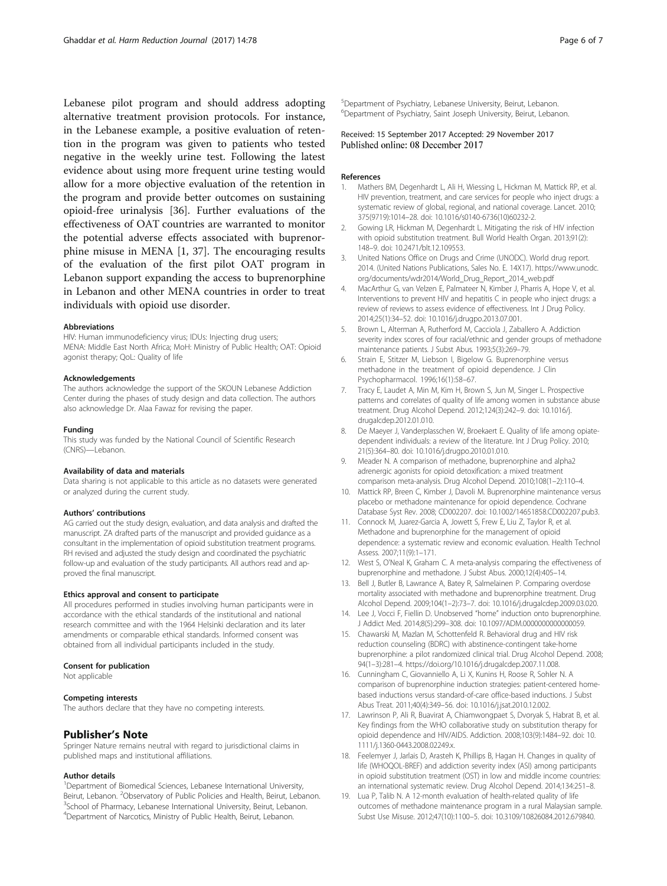Lebanese pilot program and should address adopting alternative treatment provision protocols. For instance, in the Lebanese example, a positive evaluation of retention in the program was given to patients who tested negative in the weekly urine test. Following the latest evidence about using more frequent urine testing would allow for a more objective evaluation of the retention in the program and provide better outcomes on sustaining opioid-free urinalysis [36]. Further evaluations of the effectiveness of OAT countries are warranted to monitor the potential adverse effects associated with buprenorphine misuse in MENA [1, 37]. The encouraging results of the evaluation of the first pilot OAT program in Lebanon support expanding the access to buprenorphine in Lebanon and other MENA countries in order to treat individuals with opioid use disorder.

#### Abbreviations

HIV: Human immunodeficiency virus; IDUs: Injecting drug users; MENA: Middle East North Africa; MoH: Ministry of Public Health; OAT: Opioid agonist therapy; QoL: Quality of life

#### Acknowledgements

The authors acknowledge the support of the SKOUN Lebanese Addiction Center during the phases of study design and data collection. The authors also acknowledge Dr. Alaa Fawaz for revising the paper.

#### Funding

This study was funded by the National Council of Scientific Research (CNRS)—Lebanon.

#### Availability of data and materials

Data sharing is not applicable to this article as no datasets were generated or analyzed during the current study.

#### Authors' contributions

AG carried out the study design, evaluation, and data analysis and drafted the manuscript. ZA drafted parts of the manuscript and provided guidance as a consultant in the implementation of opioid substitution treatment programs. RH revised and adjusted the study design and coordinated the psychiatric follow-up and evaluation of the study participants. All authors read and approved the final manuscript.

#### Ethics approval and consent to participate

All procedures performed in studies involving human participants were in accordance with the ethical standards of the institutional and national research committee and with the 1964 Helsinki declaration and its later amendments or comparable ethical standards. Informed consent was obtained from all individual participants included in the study.

#### Consent for publication

Not applicable

#### Competing interests

The authors declare that they have no competing interests.

## Publisher's Note

Springer Nature remains neutral with regard to jurisdictional claims in published maps and institutional affiliations.

#### Author details

[1]Department of Biomedical Sciences, Lebanese International University, Beirut, Lebanon. [2]Observatory of Public Policies and Health, Beirut, Lebanon. [3]School of Pharmacy, Lebanese International University, Beirut, Lebanon. [4]Department of Narcotics, Ministry of Public Health, Beirut, Lebanon. [5]Department of Psychiatry, Lebanese University, Beirut, Lebanon. [6]Department of Psychiatry, Saint Joseph University, Beirut, Lebanon.

Received: 15 September 2017 Accepted: 29 November 2017
Published online: 08 December 2017

#### References

1. Mathers BM, Degenhardt L, Ali H, Wiessing L, Hickman M, Mattick RP, et al. HIV prevention, treatment, and care services for people who inject drugs: a systematic review of global, regional, and national coverage. Lancet. 2010; 375(9719):1014–28. doi: 10.1016/s0140-6736(10)60232-2.
2. Gowing LR, Hickman M, Degenhardt L. Mitigating the risk of HIV infection with opioid substitution treatment. Bull World Health Organ. 2013;91(2): 148–9. doi: 10.2471/blt.12.109553.
3. United Nations Office on Drugs and Crime (UNODC). World drug report. 2014. (United Nations Publications, Sales No. E. 14X17). https://www.unodc.org/documents/wdr2014/World_Drug_Report_2014_web.pdf
4. MacArthur G, van Velzen E, Palmateer N, Kimber J, Pharris A, Hope V, et al. Interventions to prevent HIV and hepatitis C in people who inject drugs: a review of reviews to assess evidence of effectiveness. Int J Drug Policy. 2014;25(1):34–52. doi: 10.1016/j.drugpo.2013.07.001.
5. Brown L, Alterman A, Rutherford M, Cacciola J, Zaballero A. Addiction severity index scores of four racial/ethnic and gender groups of methadone maintenance patients. J Subst Abus. 1993;5(3):269–79.
6. Strain E, Stitzer M, Liebson I, Bigelow G. Buprenorphine versus methadone in the treatment of opioid dependence. J Clin Psychopharmacol. 1996;16(1):58–67.
7. Tracy E, Laudet A, Min M, Kim H, Brown S, Jun M, Singer L. Prospective patterns and correlates of quality of life among women in substance abuse treatment. Drug Alcohol Depend. 2012;124(3):242–9. doi: 10.1016/j.drugalcdep.2012.01.010.
8. De Maeyer J, Vanderplasschen W, Broekaert E. Quality of life among opiate-dependent individuals: a review of the literature. Int J Drug Policy. 2010; 21(5):364–80. doi: 10.1016/j.drugpo.2010.01.010.
9. Meader N. A comparison of methadone, buprenorphine and alpha2 adrenergic agonists for opioid detoxification: a mixed treatment comparison meta-analysis. Drug Alcohol Depend. 2010;108(1–2):110–4.
10. Mattick RP, Breen C, Kimber J, Davoli M. Buprenorphine maintenance versus placebo or methadone maintenance for opioid dependence. Cochrane Database Syst Rev. 2008; CD002207. doi: 10.1002/14651858.CD002207.pub3.
11. Connock M, Juarez-Garcia A, Jowett S, Frew E, Liu Z, Taylor R, et al. Methadone and buprenorphine for the management of opioid dependence: a systematic review and economic evaluation. Health Technol Assess. 2007;11(9):1–171.
12. West S, O'Neal K, Graham C. A meta-analysis comparing the effectiveness of buprenorphine and methadone. J Subst Abus. 2000;12(4):405–14.
13. Bell J, Butler B, Lawrance A, Batey R, Salmelainen P. Comparing overdose mortality associated with methadone and buprenorphine treatment. Drug Alcohol Depend. 2009;104(1–2):73–7. doi: 10.1016/j.drugalcdep.2009.03.020.
14. Lee J, Vocci F, Fiellin D. Unobserved "home" induction onto buprenorphine. J Addict Med. 2014;8(5):299–308. doi: 10.1097/ADM.0000000000000059.
15. Chawarski M, Mazlan M, Schottenfeld R. Behavioral drug and HIV risk reduction counseling (BDRC) with abstinence-contingent take-home buprenorphine: a pilot randomized clinical trial. Drug Alcohol Depend. 2008; 94(1–3):281–4. https://doi.org/10.1016/j.drugalcdep.2007.11.008.
16. Cunningham C, Giovanniello A, Li X, Kunins H, Roose R, Sohler N. A comparison of buprenorphine induction strategies: patient-centered home-based inductions versus standard-of-care office-based inductions. J Subst Abus Treat. 2011;40(4):349–56. doi: 10.1016/j.jsat.2010.12.002.
17. Lawrinson P, Ali R, Buavirat A, Chiamwongpaet S, Dvoryak S, Habrat B, et al. Key findings from the WHO collaborative study on substitution therapy for opioid dependence and HIV/AIDS. Addiction. 2008;103(9):1484–92. doi: 10.1111/j.1360-0443.2008.02249.x.
18. Feelemyer J, Jarlais D, Arasteh K, Phillips B, Hagan H. Changes in quality of life (WHOQOL-BREF) and addiction severity index (ASI) among participants in opioid substitution treatment (OST) in low and middle income countries: an international systematic review. Drug Alcohol Depend. 2014;134:251–8.
19. Lua P, Talib N. A 12-month evaluation of health-related quality of life outcomes of methadone maintenance program in a rural Malaysian sample. Subst Use Misuse. 2012;47(10):1100–5. doi: 10.3109/10826084.2012.679840.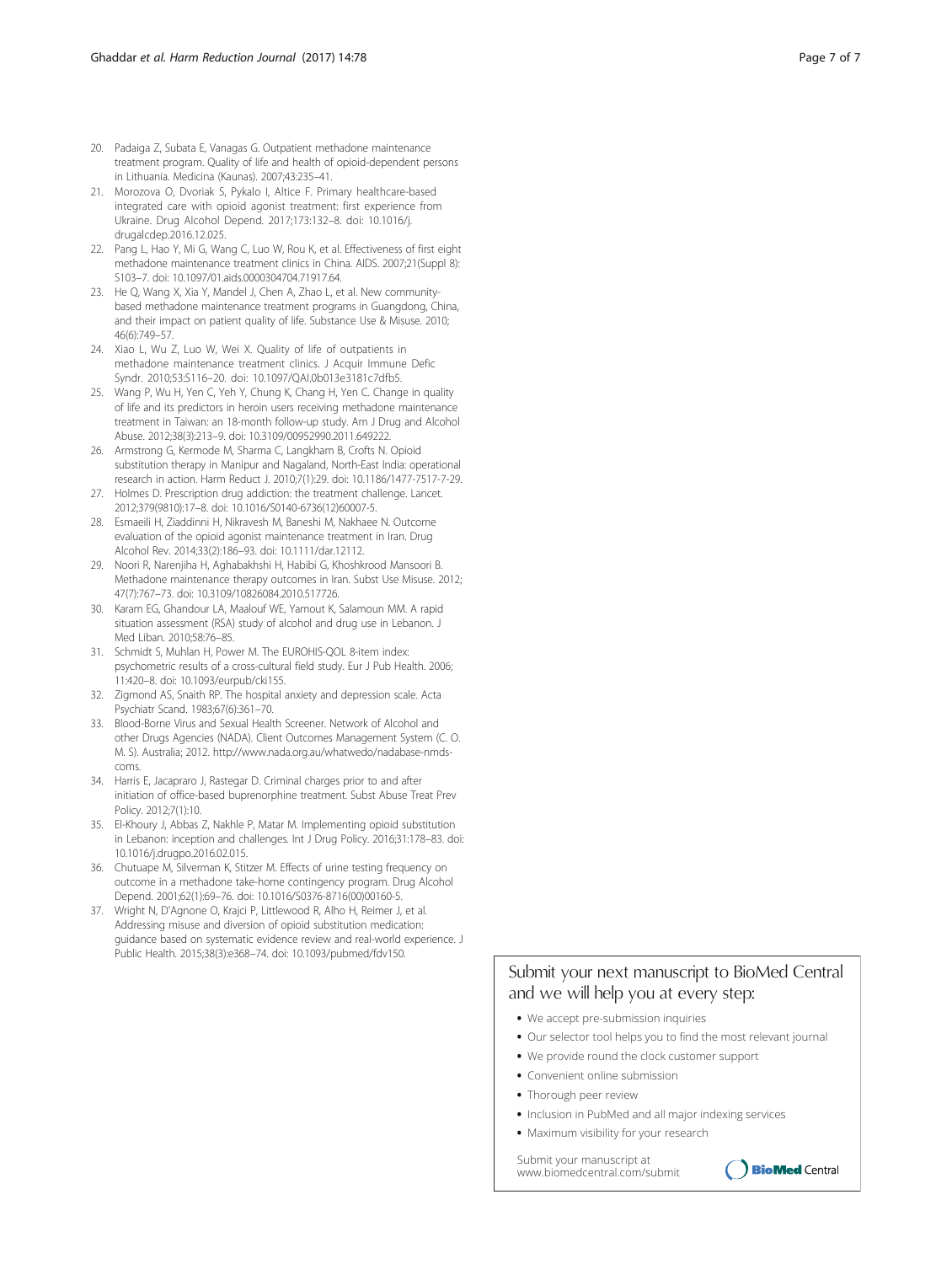20. Padaiga Z, Subata E, Vanagas G. Outpatient methadone maintenance treatment program. Quality of life and health of opioid-dependent persons in Lithuania. Medicina (Kaunas). 2007;43:235–41.
21. Morozova O, Dvoriak S, Pykalo I, Altice F. Primary healthcare-based integrated care with opioid agonist treatment: first experience from Ukraine. Drug Alcohol Depend. 2017;173:132–8. doi: 10.1016/j.drugalcdep.2016.12.025.
22. Pang L, Hao Y, Mi G, Wang C, Luo W, Rou K, et al. Effectiveness of first eight methadone maintenance treatment clinics in China. AIDS. 2007;21(Suppl 8):S103–7. doi: 10.1097/01.aids.0000304704.71917.64.
23. He Q, Wang X, Xia Y, Mandel J, Chen A, Zhao L, et al. New community-based methadone maintenance treatment programs in Guangdong, China, and their impact on patient quality of life. Substance Use & Misuse. 2010;46(6):749–57.
24. Xiao L, Wu Z, Luo W, Wei X. Quality of life of outpatients in methadone maintenance treatment clinics. J Acquir Immune Defic Syndr. 2010;53:S116–20. doi: 10.1097/QAI.0b013e3181c7dfb5.
25. Wang P, Wu H, Yen C, Yeh Y, Chung K, Chang H, Yen C. Change in quality of life and its predictors in heroin users receiving methadone maintenance treatment in Taiwan: an 18-month follow-up study. Am J Drug and Alcohol Abuse. 2012;38(3):213–9. doi: 10.3109/00952990.2011.649222.
26. Armstrong G, Kermode M, Sharma C, Langkham B, Crofts N. Opioid substitution therapy in Manipur and Nagaland, North-East India: operational research in action. Harm Reduct J. 2010;7(1):29. doi: 10.1186/1477-7517-7-29.
27. Holmes D. Prescription drug addiction: the treatment challenge. Lancet. 2012;379(9810):17–8. doi: 10.1016/S0140-6736(12)60007-5.
28. Esmaeili H, Ziaddinni H, Nikravesh M, Baneshi M, Nakhaee N. Outcome evaluation of the opioid agonist maintenance treatment in Iran. Drug Alcohol Rev. 2014;33(2):186–93. doi: 10.1111/dar.12112.
29. Noori R, Narenjiha H, Aghabakhshi H, Habibi G, Khoshkrood Mansoori B. Methadone maintenance therapy outcomes in Iran. Subst Use Misuse. 2012;47(7):767–73. doi: 10.3109/10826084.2010.517726.
30. Karam EG, Ghandour LA, Maalouf WE, Yamout K, Salamoun MM. A rapid situation assessment (RSA) study of alcohol and drug use in Lebanon. J Med Liban. 2010;58:76–85.
31. Schmidt S, Muhlan H, Power M. The EUROHIS-QOL 8-item index: psychometric results of a cross-cultural field study. Eur J Pub Health. 2006;11:420–8. doi: 10.1093/eurpub/cki155.
32. Zigmond AS, Snaith RP. The hospital anxiety and depression scale. Acta Psychiatr Scand. 1983;67(6):361–70.
33. Blood-Borne Virus and Sexual Health Screener. Network of Alcohol and other Drugs Agencies (NADA). Client Outcomes Management System (C. O. M. S). Australia; 2012. http://www.nada.org.au/whatwedo/nadabase-nmds-coms.
34. Harris E, Jacapraro J, Rastegar D. Criminal charges prior to and after initiation of office-based buprenorphine treatment. Subst Abuse Treat Prev Policy. 2012;7(1):10.
35. El-Khoury J, Abbas Z, Nakhle P, Matar M. Implementing opioid substitution in Lebanon: inception and challenges. Int J Drug Policy. 2016;31:178–83. doi: 10.1016/j.drugpo.2016.02.015.
36. Chutuape M, Silverman K, Stitzer M. Effects of urine testing frequency on outcome in a methadone take-home contingency program. Drug Alcohol Depend. 2001;62(1):69–76. doi: 10.1016/S0376-8716(00)00160-5.
37. Wright N, D'Agnone O, Krajci P, Littlewood R, Alho H, Reimer J, et al. Addressing misuse and diversion of opioid substitution medication: guidance based on systematic evidence review and real-world experience. J Public Health. 2015;38(3):e368–74. doi: 10.1093/pubmed/fdv150.

Submit your next manuscript to BioMed Central and we will help you at every step:

- We accept pre-submission inquiries
- Our selector tool helps you to find the most relevant journal
- We provide round the clock customer support
- Convenient online submission
- Thorough peer review
- Inclusion in PubMed and all major indexing services
- Maximum visibility for your research

Submit your manuscript at www.biomedcentral.com/submit

BioMed Central